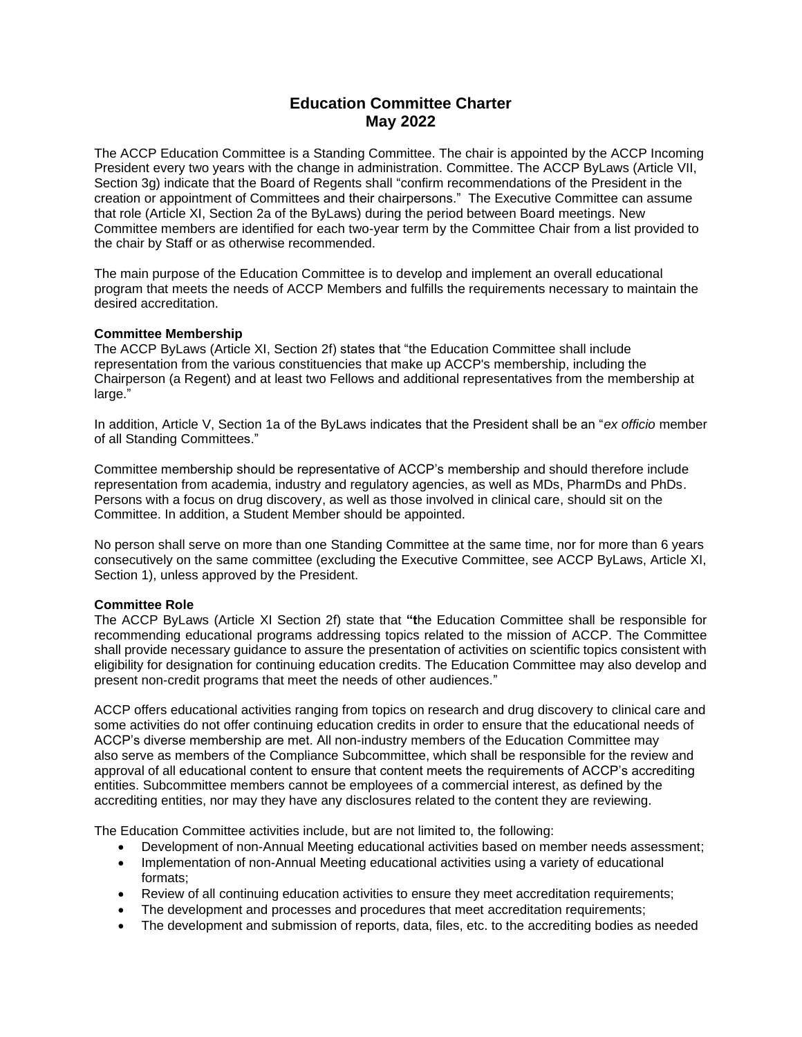# Education Committee Charter
# May 2022

The ACCP Education Committee is a Standing Committee. The chair is appointed by the ACCP Incoming President every two years with the change in administration. Committee. The ACCP ByLaws (Article VII, Section 3g) indicate that the Board of Regents shall "confirm recommendations of the President in the creation or appointment of Committees and their chairpersons." The Executive Committee can assume that role (Article XI, Section 2a of the ByLaws) during the period between Board meetings. New Committee members are identified for each two-year term by the Committee Chair from a list provided to the chair by Staff or as otherwise recommended.

The main purpose of the Education Committee is to develop and implement an overall educational program that meets the needs of ACCP Members and fulfills the requirements necessary to maintain the desired accreditation.

**Committee Membership**
The ACCP ByLaws (Article XI, Section 2f) states that "the Education Committee shall include representation from the various constituencies that make up ACCP's membership, including the Chairperson (a Regent) and at least two Fellows and additional representatives from the membership at large."

In addition, Article V, Section 1a of the ByLaws indicates that the President shall be an "*ex officio* member of all Standing Committees."

Committee membership should be representative of ACCP's membership and should therefore include representation from academia, industry and regulatory agencies, as well as MDs, PharmDs and PhDs. Persons with a focus on drug discovery, as well as those involved in clinical care, should sit on the Committee. In addition, a Student Member should be appointed.

No person shall serve on more than one Standing Committee at the same time, nor for more than 6 years consecutively on the same committee (excluding the Executive Committee, see ACCP ByLaws, Article XI, Section 1), unless approved by the President.

**Committee Role**
The ACCP ByLaws (Article XI Section 2f) state that **"t**he Education Committee shall be responsible for recommending educational programs addressing topics related to the mission of ACCP. The Committee shall provide necessary guidance to assure the presentation of activities on scientific topics consistent with eligibility for designation for continuing education credits. The Education Committee may also develop and present non-credit programs that meet the needs of other audiences."

ACCP offers educational activities ranging from topics on research and drug discovery to clinical care and some activities do not offer continuing education credits in order to ensure that the educational needs of ACCP's diverse membership are met. All non-industry members of the Education Committee may also serve as members of the Compliance Subcommittee, which shall be responsible for the review and approval of all educational content to ensure that content meets the requirements of ACCP's accrediting entities. Subcommittee members cannot be employees of a commercial interest, as defined by the accrediting entities, nor may they have any disclosures related to the content they are reviewing.

The Education Committee activities include, but are not limited to, the following:

- Development of non-Annual Meeting educational activities based on member needs assessment;
- Implementation of non-Annual Meeting educational activities using a variety of educational formats;
- Review of all continuing education activities to ensure they meet accreditation requirements;
- The development and processes and procedures that meet accreditation requirements;
- The development and submission of reports, data, files, etc. to the accrediting bodies as needed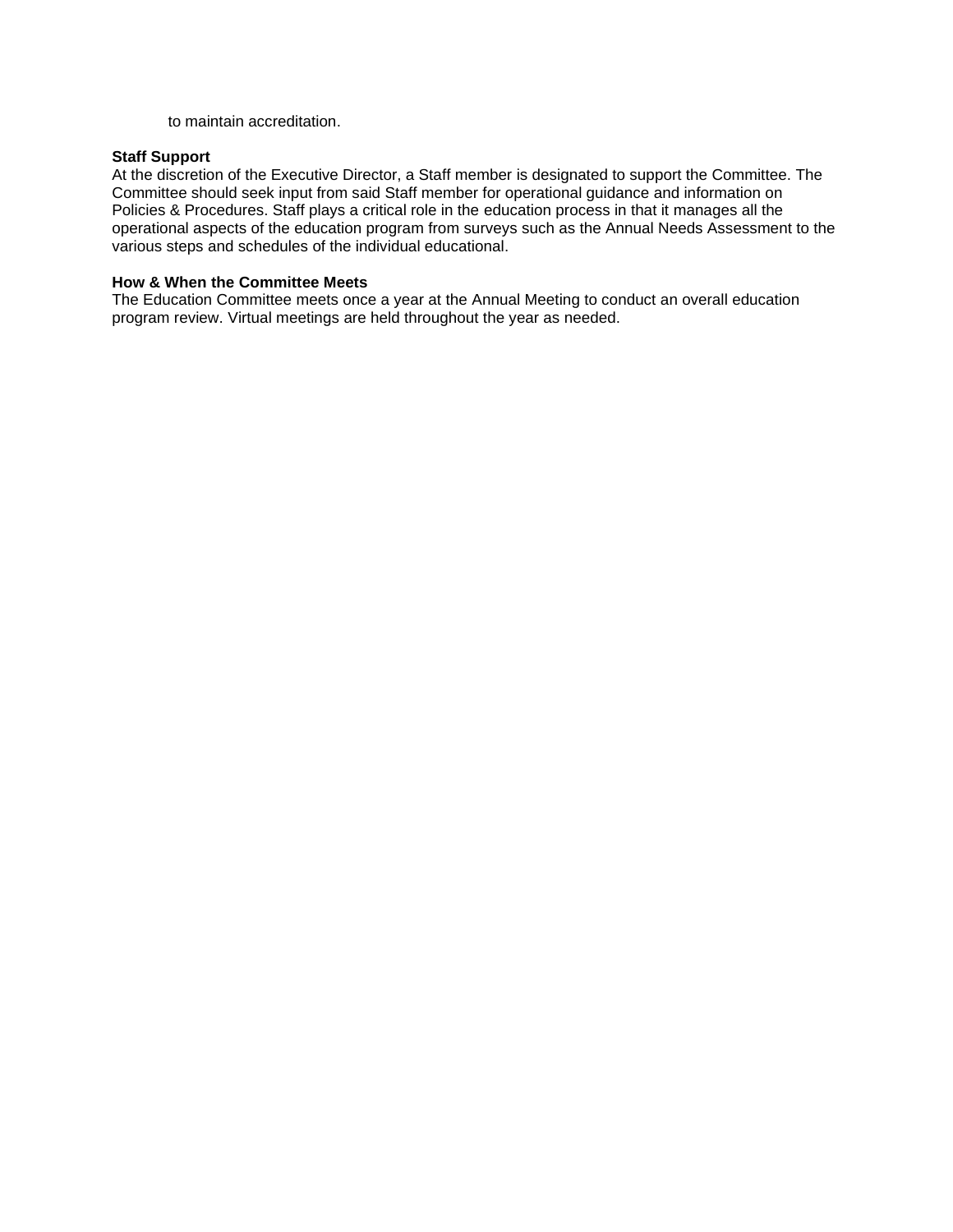to maintain accreditation.

**Staff Support**

At the discretion of the Executive Director, a Staff member is designated to support the Committee. The Committee should seek input from said Staff member for operational guidance and information on Policies & Procedures. Staff plays a critical role in the education process in that it manages all the operational aspects of the education program from surveys such as the Annual Needs Assessment to the various steps and schedules of the individual educational.

**How & When the Committee Meets**

The Education Committee meets once a year at the Annual Meeting to conduct an overall education program review. Virtual meetings are held throughout the year as needed.